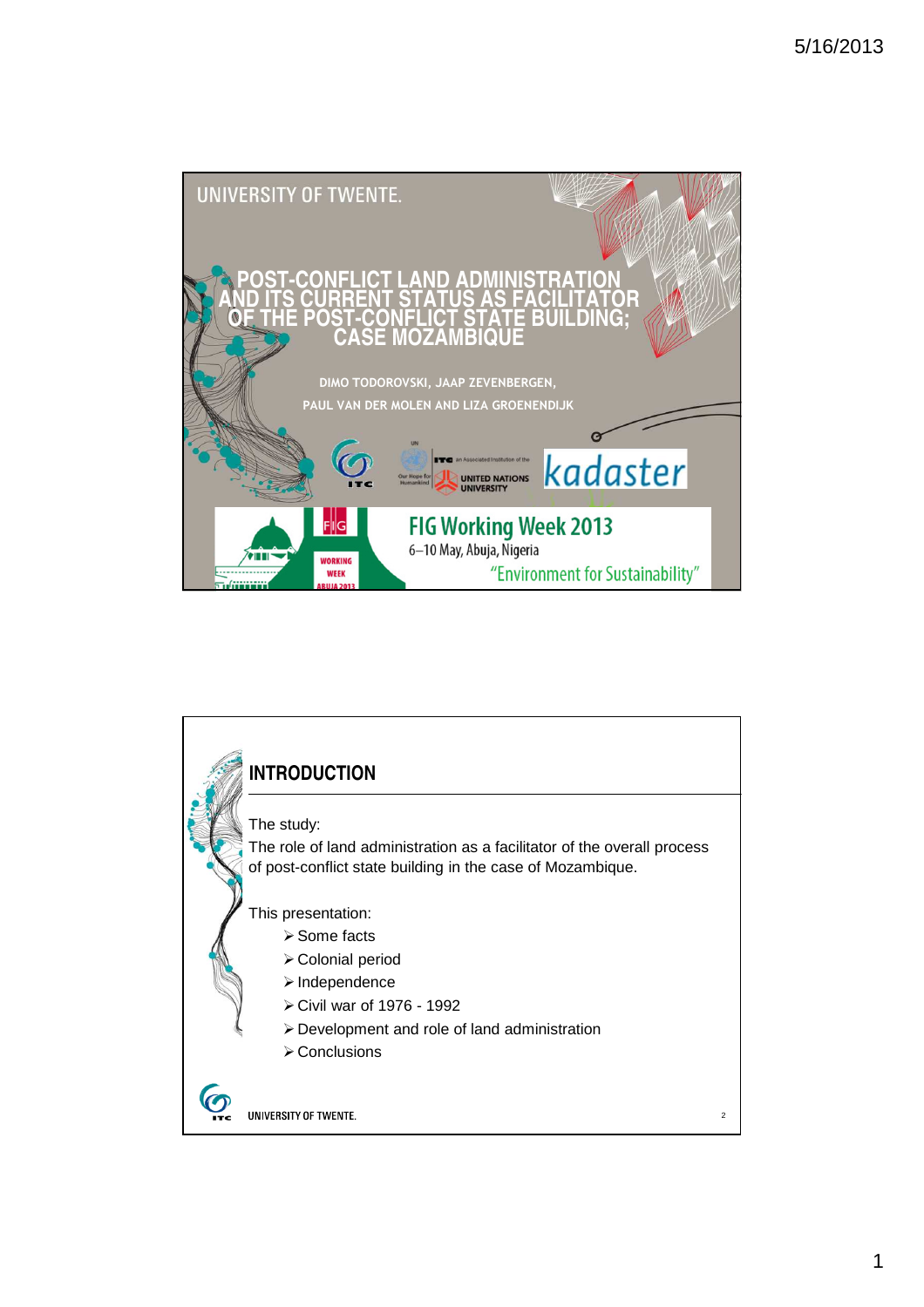UNIVERSITY OF TWENTE.

# POST-CONFLICT LAND ADMINISTRATION AND ITS CURRENT STATUS AS FACILITATOR OF THE POST-CONFLICT STATE BUILDING; CASE MOZAMBIQUE

DIMO TODOROVSKI, JAAP ZEVENBERGEN, PAUL VAN DER MOLEN AND LIZA GROENENDIJK

ITC | UNITED NATIONS UNIVERSITY | kadaster

FIG Working Week 2013
6–10 May, Abuja, Nigeria
"Environment for Sustainability"

## INTRODUCTION

The study:
The role of land administration as a facilitator of the overall process of post-conflict state building in the case of Mozambique.

This presentation:

- Some facts
- Colonial period
- Independence
- Civil war of 1976 - 1992
- Development and role of land administration
- Conclusions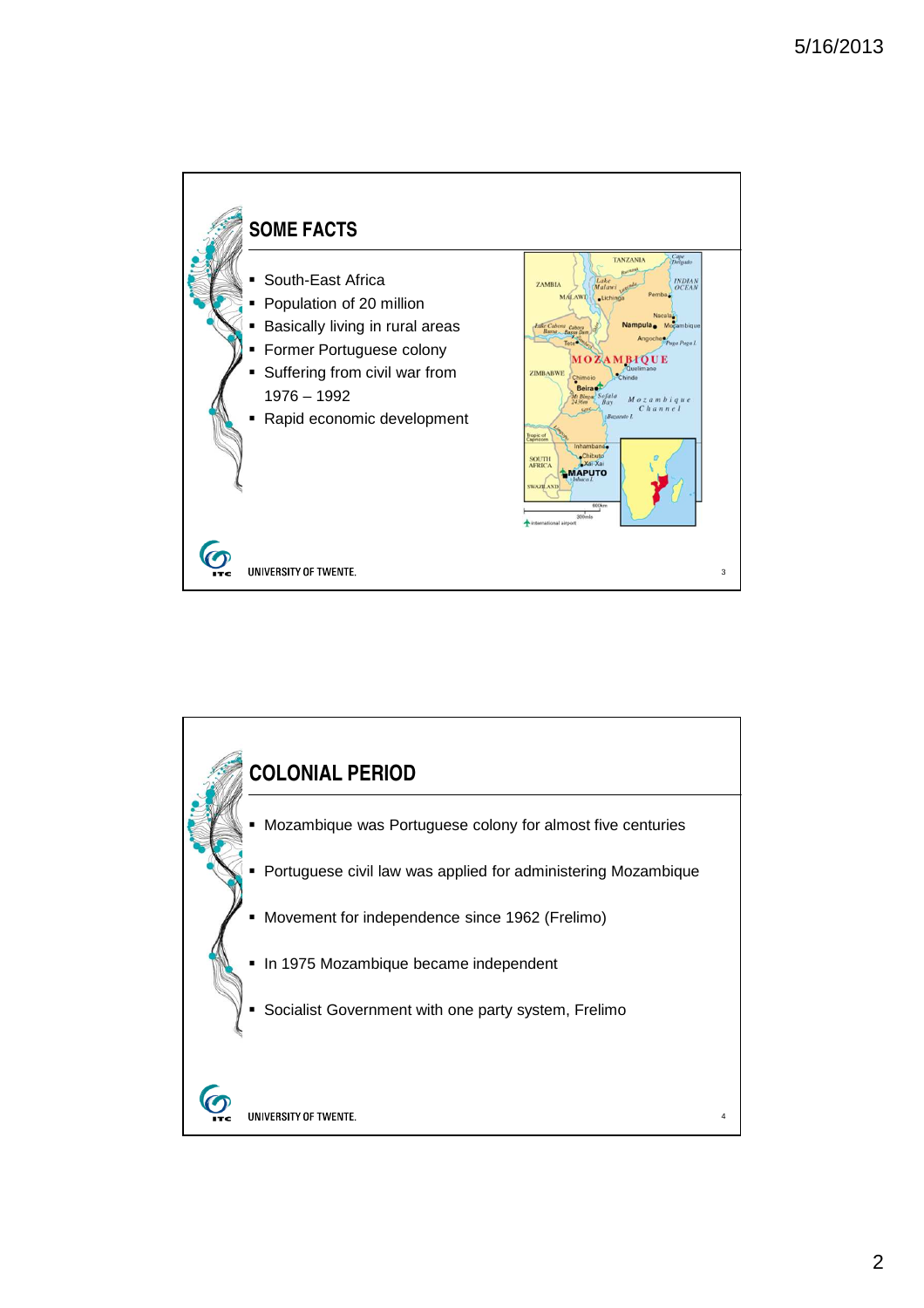## SOME FACTS

- South-East Africa
- Population of 20 million
- Basically living in rural areas
- Former Portuguese colony
- Suffering from civil war from 1976 – 1992
- Rapid economic development

## COLONIAL PERIOD

- Mozambique was Portuguese colony for almost five centuries
- Portuguese civil law was applied for administering Mozambique
- Movement for independence since 1962 (Frelimo)
- In 1975 Mozambique became independent
- Socialist Government with one party system, Frelimo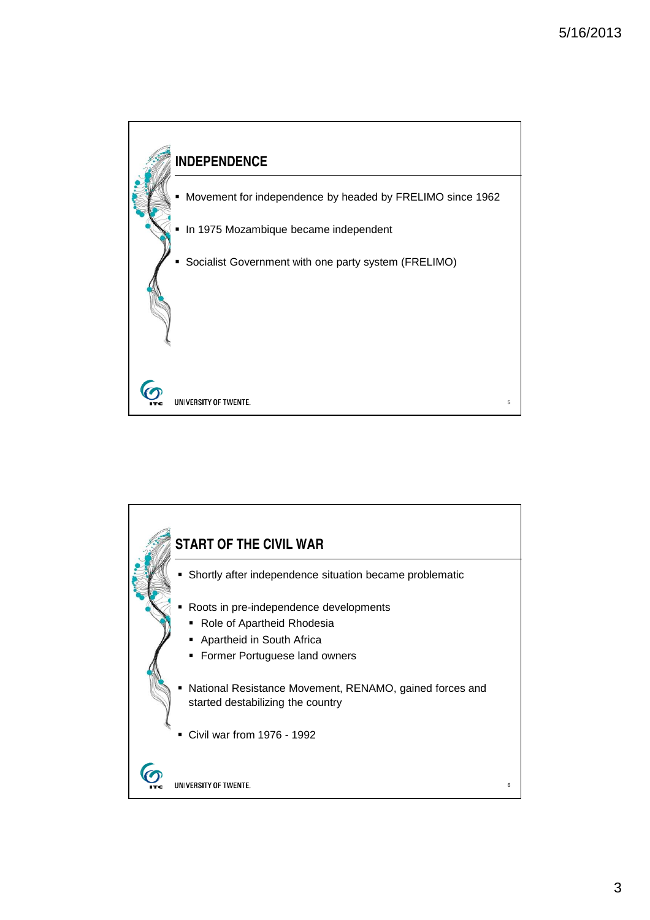## INDEPENDENCE

- Movement for independence by headed by FRELIMO since 1962
- In 1975 Mozambique became independent
- Socialist Government with one party system (FRELIMO)

## START OF THE CIVIL WAR

- Shortly after independence situation became problematic
- Roots in pre-independence developments
  - Role of Apartheid Rhodesia
  - Apartheid in South Africa
  - Former Portuguese land owners
- National Resistance Movement, RENAMO, gained forces and started destabilizing the country
- Civil war from 1976 - 1992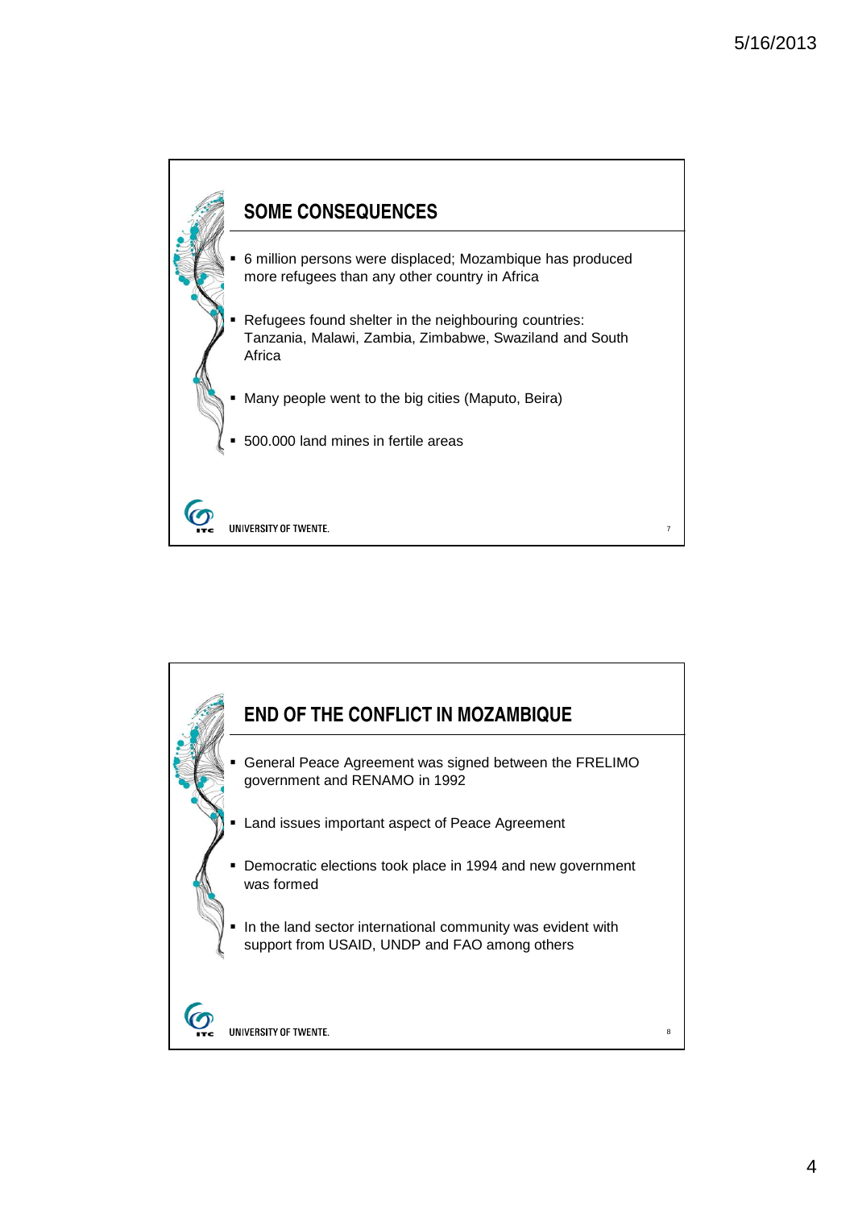## SOME CONSEQUENCES

- 6 million persons were displaced; Mozambique has produced more refugees than any other country in Africa
- Refugees found shelter in the neighbouring countries: Tanzania, Malawi, Zambia, Zimbabwe, Swaziland and South Africa
- Many people went to the big cities (Maputo, Beira)
- 500.000 land mines in fertile areas

## END OF THE CONFLICT IN MOZAMBIQUE

- General Peace Agreement was signed between the FRELIMO government and RENAMO in 1992
- Land issues important aspect of Peace Agreement
- Democratic elections took place in 1994 and new government was formed
- In the land sector international community was evident with support from USAID, UNDP and FAO among others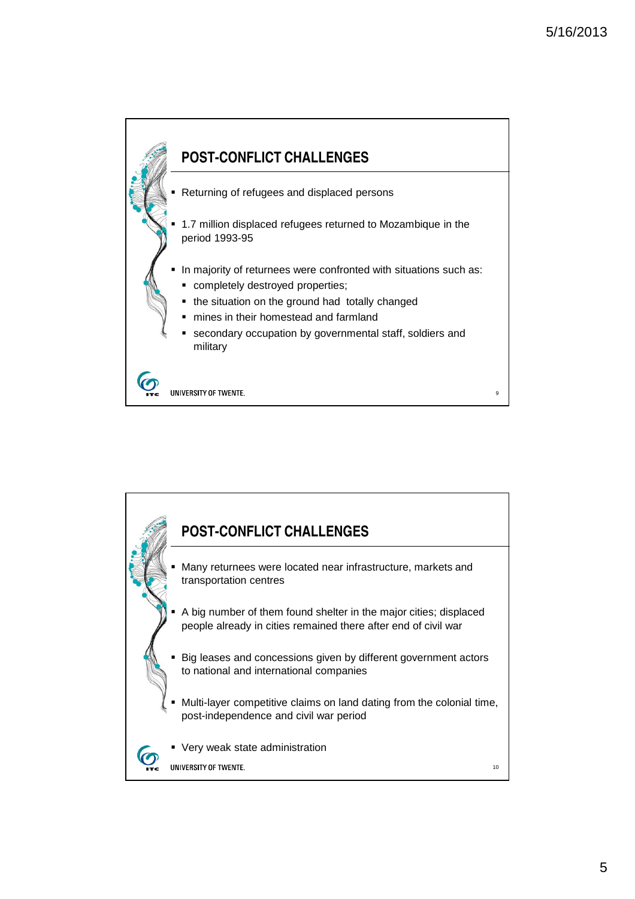## POST-CONFLICT CHALLENGES

- Returning of refugees and displaced persons
- 1.7 million displaced refugees returned to Mozambique in the period 1993-95
- In majority of returnees were confronted with situations such as:
  - completely destroyed properties;
  - the situation on the ground had totally changed
  - mines in their homestead and farmland
  - secondary occupation by governmental staff, soldiers and military

## POST-CONFLICT CHALLENGES

- Many returnees were located near infrastructure, markets and transportation centres
- A big number of them found shelter in the major cities; displaced people already in cities remained there after end of civil war
- Big leases and concessions given by different government actors to national and international companies
- Multi-layer competitive claims on land dating from the colonial time, post-independence and civil war period
- Very weak state administration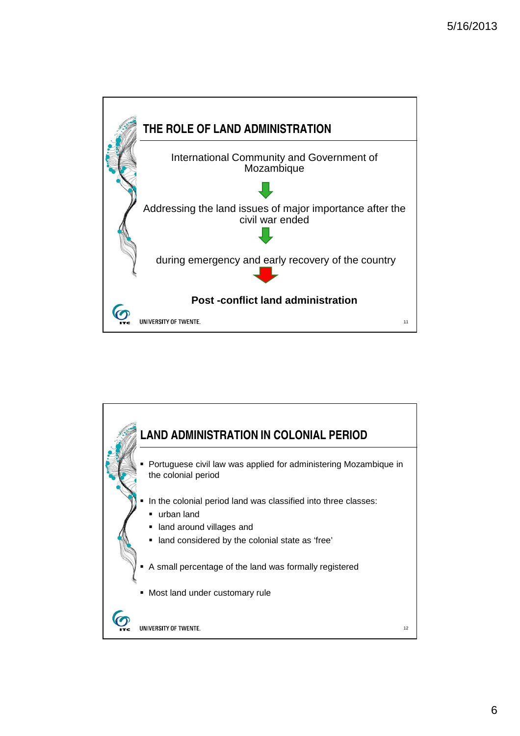## THE ROLE OF LAND ADMINISTRATION

International Community and Government of Mozambique

↓

Addressing the land issues of major importance after the civil war ended

↓

during emergency and early recovery of the country

↓

**Post -conflict land administration**

## LAND ADMINISTRATION IN COLONIAL PERIOD

- Portuguese civil law was applied for administering Mozambique in the colonial period
- In the colonial period land was classified into three classes:
  - urban land
  - land around villages and
  - land considered by the colonial state as 'free'
- A small percentage of the land was formally registered
- Most land under customary rule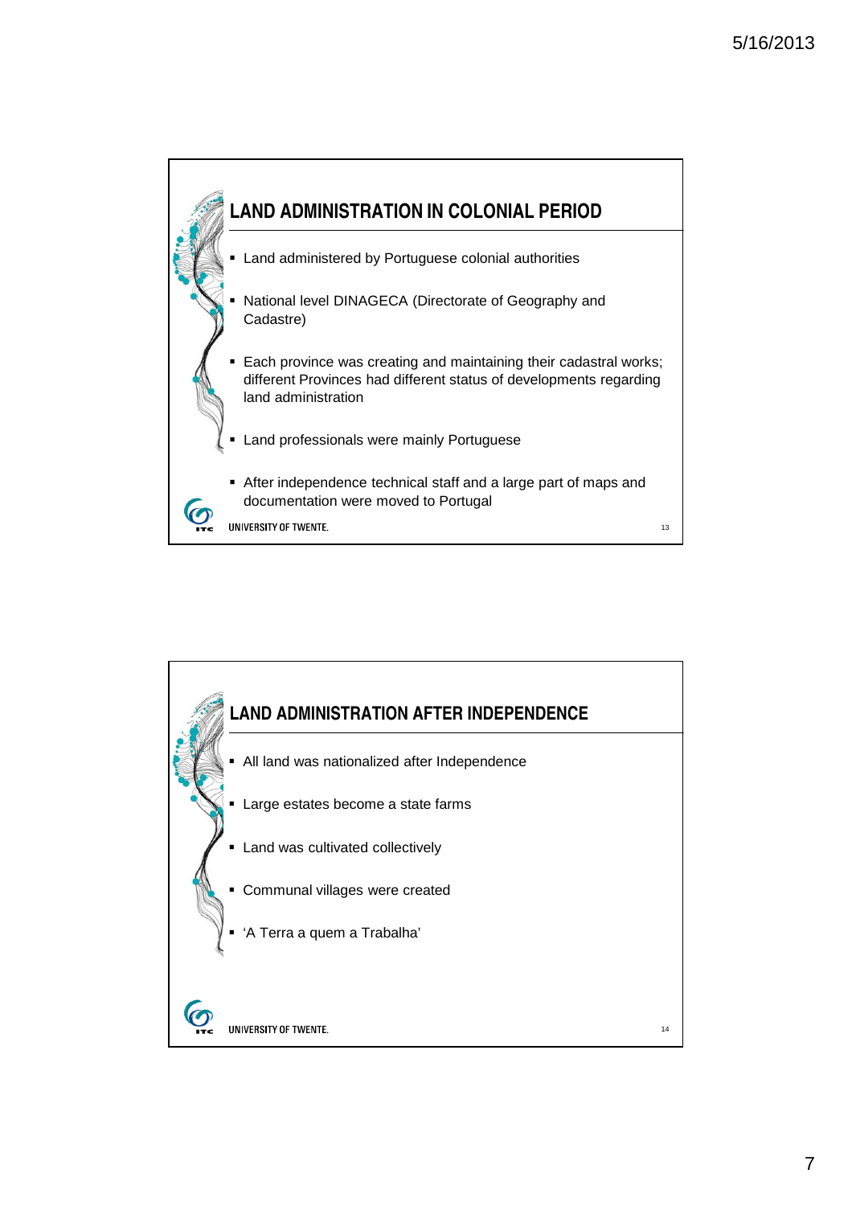## LAND ADMINISTRATION IN COLONIAL PERIOD

- Land administered by Portuguese colonial authorities
- National level DINAGECA (Directorate of Geography and Cadastre)
- Each province was creating and maintaining their cadastral works; different Provinces had different status of developments regarding land administration
- Land professionals were mainly Portuguese
- After independence technical staff and a large part of maps and documentation were moved to Portugal

## LAND ADMINISTRATION AFTER INDEPENDENCE

- All land was nationalized after Independence
- Large estates become a state farms
- Land was cultivated collectively
- Communal villages were created
- 'A Terra a quem a Trabalha'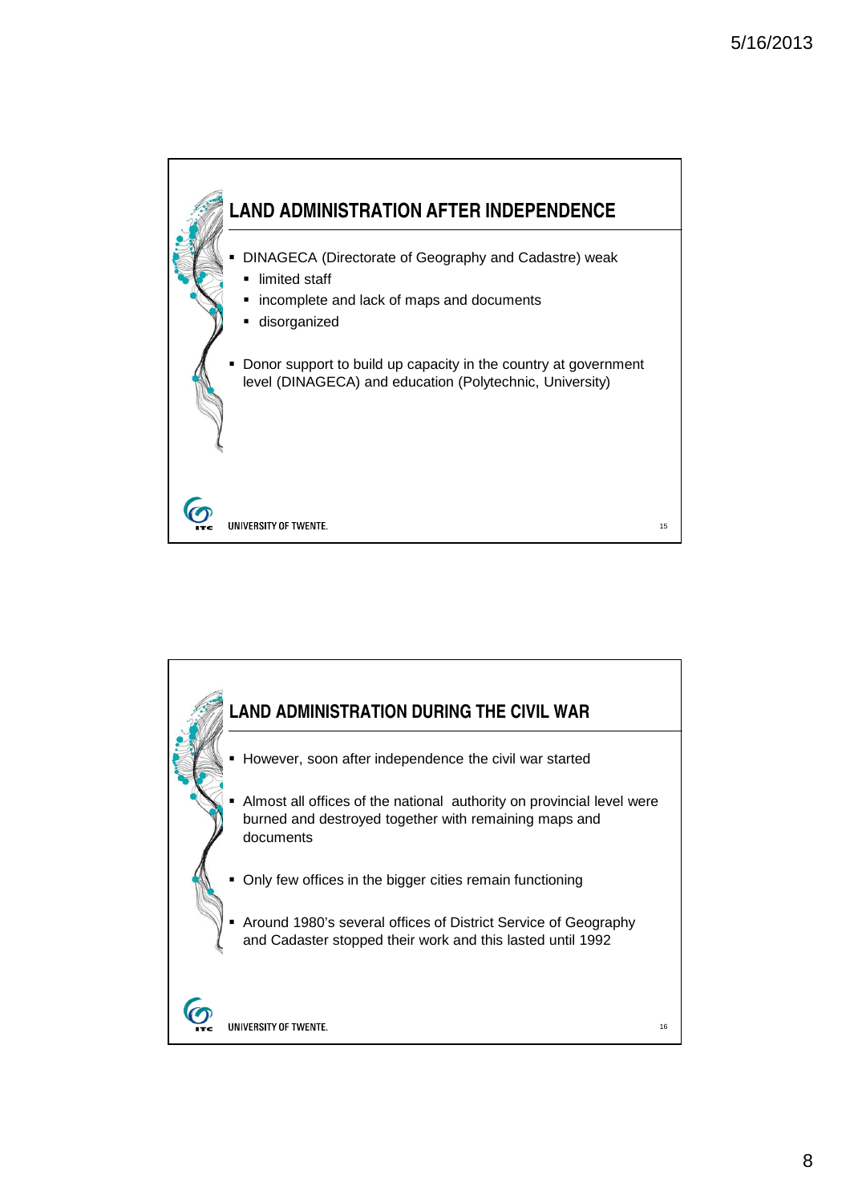## LAND ADMINISTRATION AFTER INDEPENDENCE

- DINAGECA (Directorate of Geography and Cadastre) weak
  - limited staff
  - incomplete and lack of maps and documents
  - disorganized
- Donor support to build up capacity in the country at government level (DINAGECA) and education (Polytechnic, University)

## LAND ADMINISTRATION DURING THE CIVIL WAR

- However, soon after independence the civil war started
- Almost all offices of the national authority on provincial level were burned and destroyed together with remaining maps and documents
- Only few offices in the bigger cities remain functioning
- Around 1980's several offices of District Service of Geography and Cadaster stopped their work and this lasted until 1992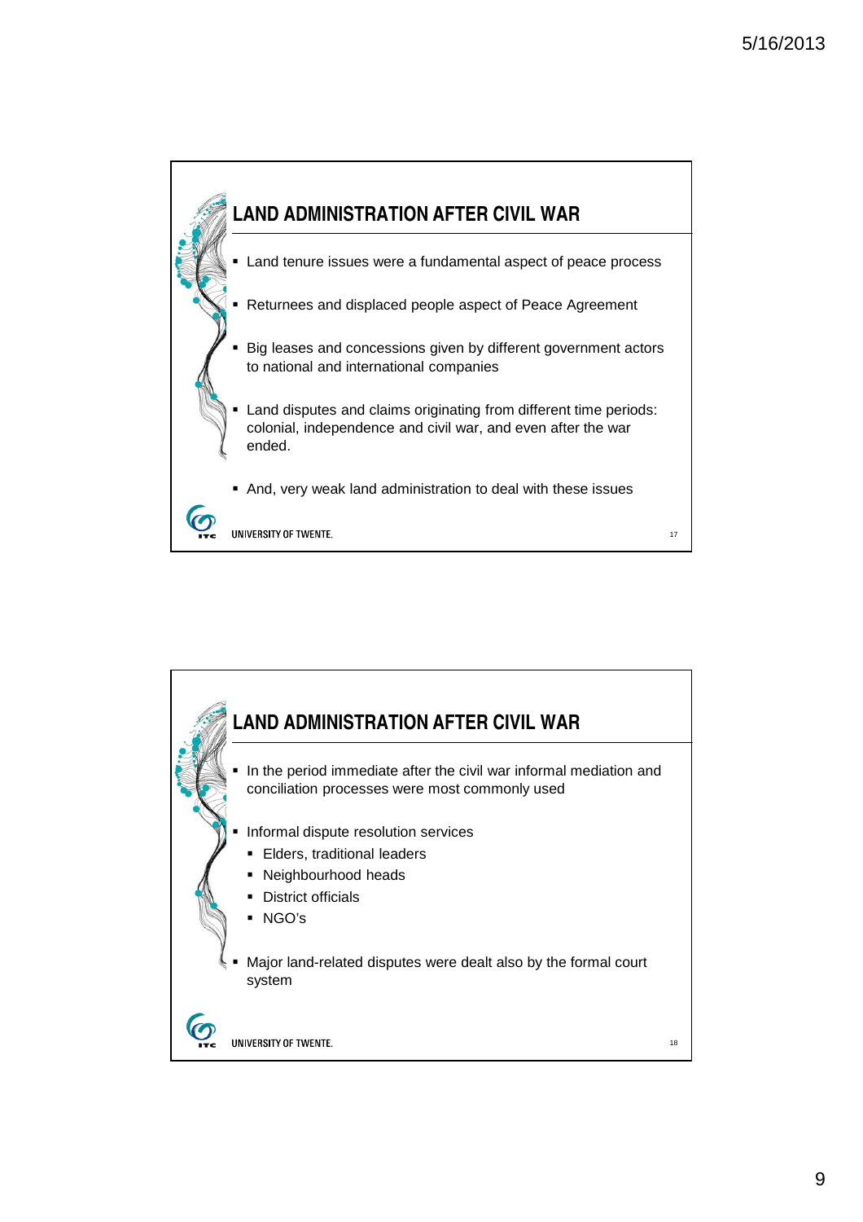## LAND ADMINISTRATION AFTER CIVIL WAR

- Land tenure issues were a fundamental aspect of peace process
- Returnees and displaced people aspect of Peace Agreement
- Big leases and concessions given by different government actors to national and international companies
- Land disputes and claims originating from different time periods: colonial, independence and civil war, and even after the war ended.
- And, very weak land administration to deal with these issues

UNIVERSITY OF TWENTE.

## LAND ADMINISTRATION AFTER CIVIL WAR

- In the period immediate after the civil war informal mediation and conciliation processes were most commonly used
- Informal dispute resolution services
  - Elders, traditional leaders
  - Neighbourhood heads
  - District officials
  - NGO's
- Major land-related disputes were dealt also by the formal court system

UNIVERSITY OF TWENTE.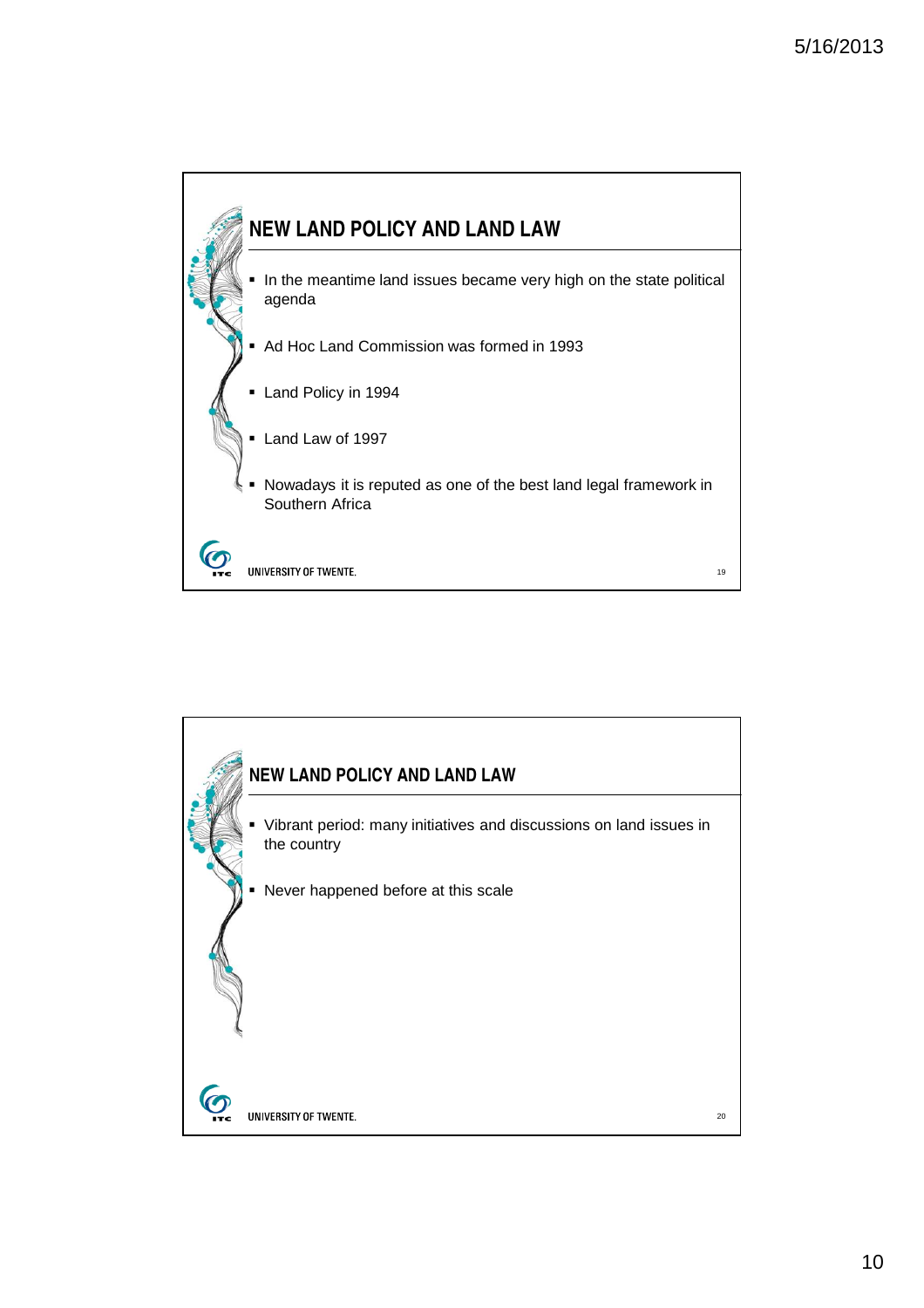## NEW LAND POLICY AND LAND LAW

- In the meantime land issues became very high on the state political agenda
- Ad Hoc Land Commission was formed in 1993
- Land Policy in 1994
- Land Law of 1997
- Nowadays it is reputed as one of the best land legal framework in Southern Africa

UNIVERSITY OF TWENTE.

## NEW LAND POLICY AND LAND LAW

- Vibrant period: many initiatives and discussions on land issues in the country
- Never happened before at this scale

UNIVERSITY OF TWENTE.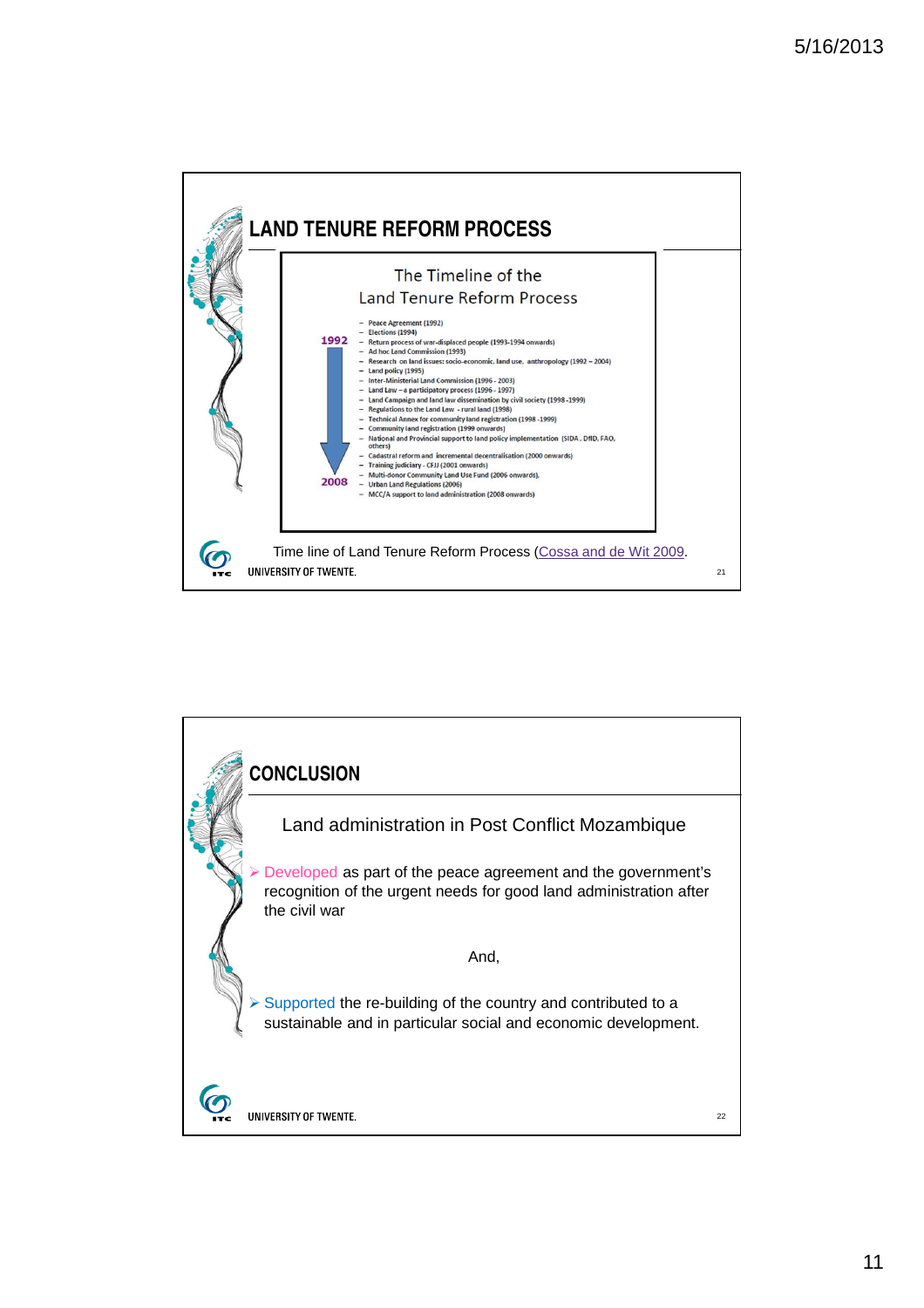## LAND TENURE REFORM PROCESS

The Timeline of the
Land Tenure Reform Process

1992 → 2008

- Peace Agreement (1992)
- Elections (1994)
- Return process of war-displaced people (1993-1994 onwards)
- Ad hoc Land Commission (1993)
- Research on land issues: socio-economic, land use, anthropology (1992 – 2004)
- Land policy (1995)
- Inter-Ministerial Land Commission (1996 - 2003)
- Land Law – a participatory process (1996 - 1997)
- Land Campaign and land law dissemination by civil society (1998-1999)
- Regulations to the Land Law - rural land (1998)
- Technical Annex for community land registration (1998 -1999)
- Community land registration (1999 onwards)
- National and Provincial support to land policy implementation (SIDA , DfID, FAO, others)
- Cadastral reform and incremental decentralisation (2000 onwards)
- Training judiciary - CFJJ (2001 onwards)
- Multi-donor Community Land Use Fund (2006 onwards),
- Urban Land Regulations (2006)
- MCC/A support to land administration (2008 onwards)

Time line of Land Tenure Reform Process (Cossa and de Wit 2009.

UNIVERSITY OF TWENTE.

## CONCLUSION

Land administration in Post Conflict Mozambique

- Developed as part of the peace agreement and the government's recognition of the urgent needs for good land administration after the civil war

And,

- Supported the re-building of the country and contributed to a sustainable and in particular social and economic development.

UNIVERSITY OF TWENTE.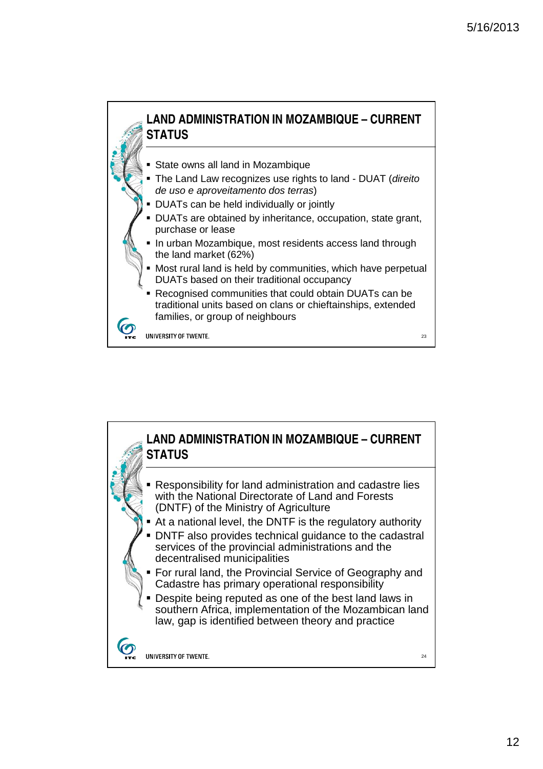## LAND ADMINISTRATION IN MOZAMBIQUE – CURRENT STATUS

- State owns all land in Mozambique
- The Land Law recognizes use rights to land - DUAT (*direito de uso e aproveitamento dos terras*)
- DUATs can be held individually or jointly
- DUATs are obtained by inheritance, occupation, state grant, purchase or lease
- In urban Mozambique, most residents access land through the land market (62%)
- Most rural land is held by communities, which have perpetual DUATs based on their traditional occupancy
- Recognised communities that could obtain DUATs can be traditional units based on clans or chieftainships, extended families, or group of neighbours

## LAND ADMINISTRATION IN MOZAMBIQUE – CURRENT STATUS

- Responsibility for land administration and cadastre lies with the National Directorate of Land and Forests (DNTF) of the Ministry of Agriculture
- At a national level, the DNTF is the regulatory authority
- DNTF also provides technical guidance to the cadastral services of the provincial administrations and the decentralised municipalities
- For rural land, the Provincial Service of Geography and Cadastre has primary operational responsibility
- Despite being reputed as one of the best land laws in southern Africa, implementation of the Mozambican land law, gap is identified between theory and practice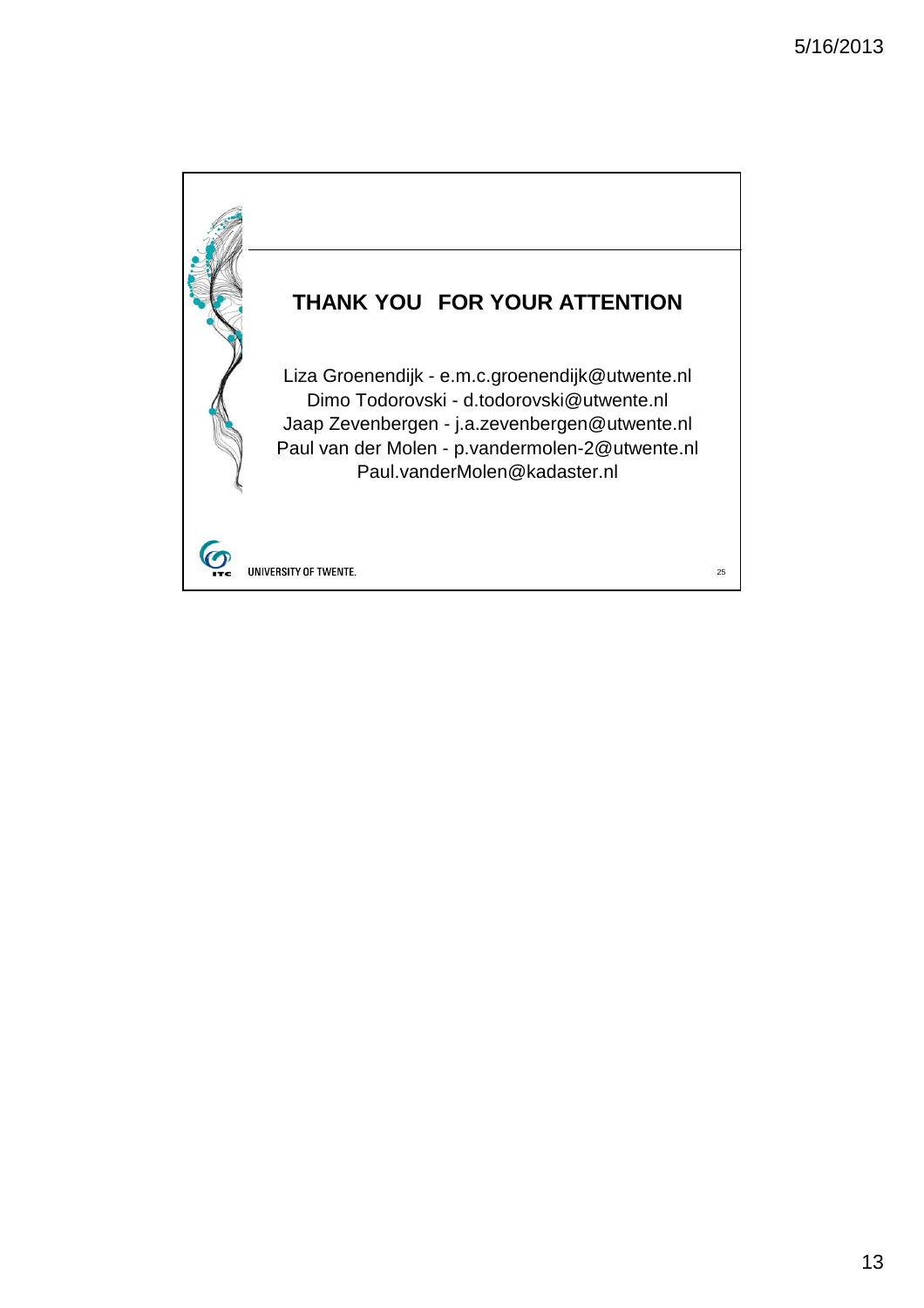## THANK YOU FOR YOUR ATTENTION

Liza Groenendijk - e.m.c.groenendijk@utwente.nl
Dimo Todorovski - d.todorovski@utwente.nl
Jaap Zevenbergen - j.a.zevenbergen@utwente.nl
Paul van der Molen - p.vandermolen-2@utwente.nl
Paul.vanderMolen@kadaster.nl

UNIVERSITY OF TWENTE.